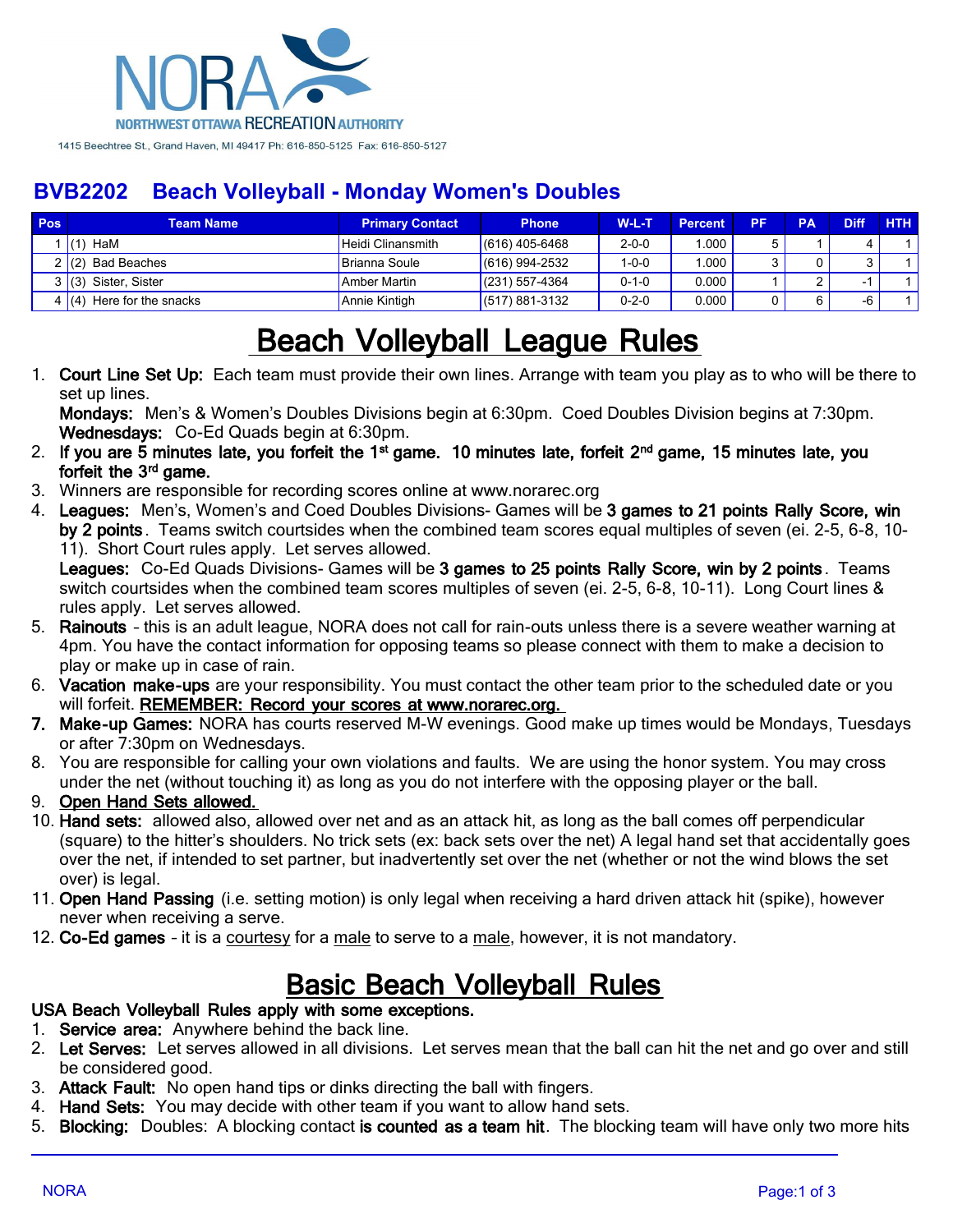NORA
NORTHWEST OTTAWA RECREATION AUTHORITY

1415 Beechtree St., Grand Haven, MI 49417 Ph: 616-850-5125 Fax: 616-850-5127

## BVB2202 Beach Volleyball - Monday Women's Doubles

| Pos | Team Name | Primary Contact | Phone | W-L-T | Percent | PF | PA | Diff | HTH |
|---|---|---|---|---|---|---|---|---|---|
| 1 | (1) HaM | Heidi Clinansmith | (616) 405-6468 | 2-0-0 | 1.000 | 5 | 1 | 4 | 1 |
| 2 | (2) Bad Beaches | Brianna Soule | (616) 994-2532 | 1-0-0 | 1.000 | 3 | 0 | 3 | 1 |
| 3 | (3) Sister, Sister | Amber Martin | (231) 557-4364 | 0-1-0 | 0.000 | 1 | 2 | -1 | 1 |
| 4 | (4) Here for the snacks | Annie Kintigh | (517) 881-3132 | 0-2-0 | 0.000 | 0 | 6 | -6 | 1 |

# Beach Volleyball League Rules

1. **Court Line Set Up:** Each team must provide their own lines. Arrange with team you play as to who will be there to set up lines.
   **Mondays:** Men's & Women's Doubles Divisions begin at 6:30pm. Coed Doubles Division begins at 7:30pm.
   **Wednesdays:** Co-Ed Quads begin at 6:30pm.
2. **If you are 5 minutes late, you forfeit the 1st game. 10 minutes late, forfeit 2nd game, 15 minutes late, you forfeit the 3rd game.**
3. Winners are responsible for recording scores online at www.norarec.org
4. **Leagues:** Men's, Women's and Coed Doubles Divisions- Games will be **3 games to 21 points Rally Score, win by 2 points**. Teams switch courtsides when the combined team scores equal multiples of seven (ei. 2-5, 6-8, 10-11). Short Court rules apply. Let serves allowed.
   **Leagues:** Co-Ed Quads Divisions- Games will be **3 games to 25 points Rally Score, win by 2 points**. Teams switch courtsides when the combined team scores multiples of seven (ei. 2-5, 6-8, 10-11). Long Court lines & rules apply. Let serves allowed.
5. **Rainouts** - this is an adult league, NORA does not call for rain-outs unless there is a severe weather warning at 4pm. You have the contact information for opposing teams so please connect with them to make a decision to play or make up in case of rain.
6. **Vacation make-ups** are your responsibility. You must contact the other team prior to the scheduled date or you will forfeit. **REMEMBER: Record your scores at www.norarec.org.**
7. **Make-up Games:** NORA has courts reserved M-W evenings. Good make up times would be Mondays, Tuesdays or after 7:30pm on Wednesdays.
8. You are responsible for calling your own violations and faults. We are using the honor system. You may cross under the net (without touching it) as long as you do not interfere with the opposing player or the ball.
9. **Open Hand Sets allowed.**
10. **Hand sets:** allowed also, allowed over net and as an attack hit, as long as the ball comes off perpendicular (square) to the hitter's shoulders. No trick sets (ex: back sets over the net) A legal hand set that accidentally goes over the net, if intended to set partner, but inadvertently set over the net (whether or not the wind blows the set over) is legal.
11. **Open Hand Passing** (i.e. setting motion) is only legal when receiving a hard driven attack hit (spike), however never when receiving a serve.
12. **Co-Ed games** - it is a courtesy for a male to serve to a male, however, it is not mandatory.

# Basic Beach Volleyball Rules

**USA Beach Volleyball Rules apply with some exceptions.**

1. **Service area:** Anywhere behind the back line.
2. **Let Serves:** Let serves allowed in all divisions. Let serves mean that the ball can hit the net and go over and still be considered good.
3. **Attack Fault:** No open hand tips or dinks directing the ball with fingers.
4. **Hand Sets:** You may decide with other team if you want to allow hand sets.
5. **Blocking:** Doubles: A blocking contact **is counted as a team hit**. The blocking team will have only two more hits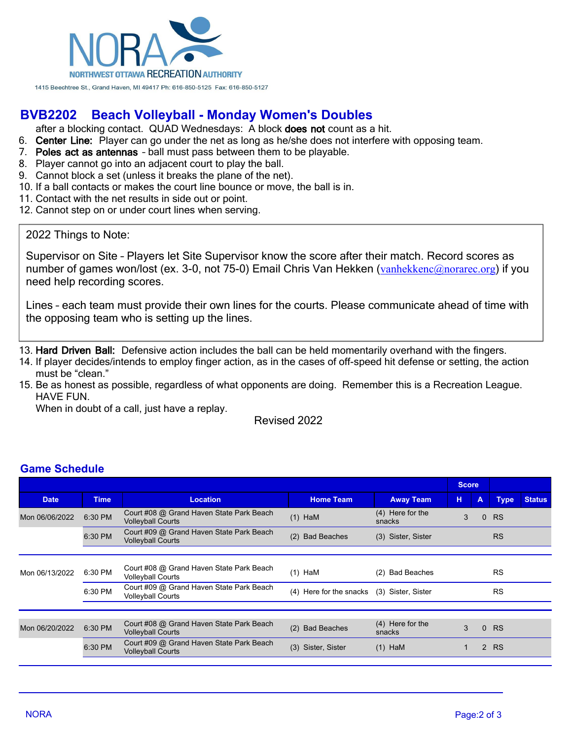NORA
NORTHWEST OTTAWA RECREATION AUTHORITY
1415 Beechtree St., Grand Haven, MI 49417 Ph: 616-850-5125 Fax: 616-850-5127

## BVB2202 Beach Volleyball - Monday Women's Doubles

after a blocking contact. QUAD Wednesdays: A block **does not** count as a hit.

6. **Center Line:** Player can go under the net as long as he/she does not interfere with opposing team.
7. **Poles act as antennas** - ball must pass between them to be playable.
8. Player cannot go into an adjacent court to play the ball.
9. Cannot block a set (unless it breaks the plane of the net).
10. If a ball contacts or makes the court line bounce or move, the ball is in.
11. Contact with the net results in side out or point.
12. Cannot step on or under court lines when serving.

> 2022 Things to Note:
>
> Supervisor on Site - Players let Site Supervisor know the score after their match. Record scores as number of games won/lost (ex. 3-0, not 75-0) Email Chris Van Hekken (vanhekkenc@norarec.org) if you need help recording scores.
>
> Lines - each team must provide their own lines for the courts. Please communicate ahead of time with the opposing team who is setting up the lines.

13. **Hard Driven Ball:** Defensive action includes the ball can be held momentarily overhand with the fingers.
14. If player decides/intends to employ finger action, as in the cases of off-speed hit defense or setting, the action must be "clean."
15. Be as honest as possible, regardless of what opponents are doing. Remember this is a Recreation League. HAVE FUN.
    When in doubt of a call, just have a replay.

Revised 2022

### Game Schedule

| Date | Time | Location | Home Team | Away Team | Score H | Score A | Type | Status |
|---|---|---|---|---|---|---|---|---|
| Mon 06/06/2022 | 6:30 PM | Court #08 @ Grand Haven State Park Beach Volleyball Courts | (1) HaM | (4) Here for the snacks | 3 | 0 | RS | |
| | 6:30 PM | Court #09 @ Grand Haven State Park Beach Volleyball Courts | (2) Bad Beaches | (3) Sister, Sister | | | RS | |
| Mon 06/13/2022 | 6:30 PM | Court #08 @ Grand Haven State Park Beach Volleyball Courts | (1) HaM | (2) Bad Beaches | | | RS | |
| | 6:30 PM | Court #09 @ Grand Haven State Park Beach Volleyball Courts | (4) Here for the snacks | (3) Sister, Sister | | | RS | |
| Mon 06/20/2022 | 6:30 PM | Court #08 @ Grand Haven State Park Beach Volleyball Courts | (2) Bad Beaches | (4) Here for the snacks | 3 | 0 | RS | |
| | 6:30 PM | Court #09 @ Grand Haven State Park Beach Volleyball Courts | (3) Sister, Sister | (1) HaM | 1 | 2 | RS | |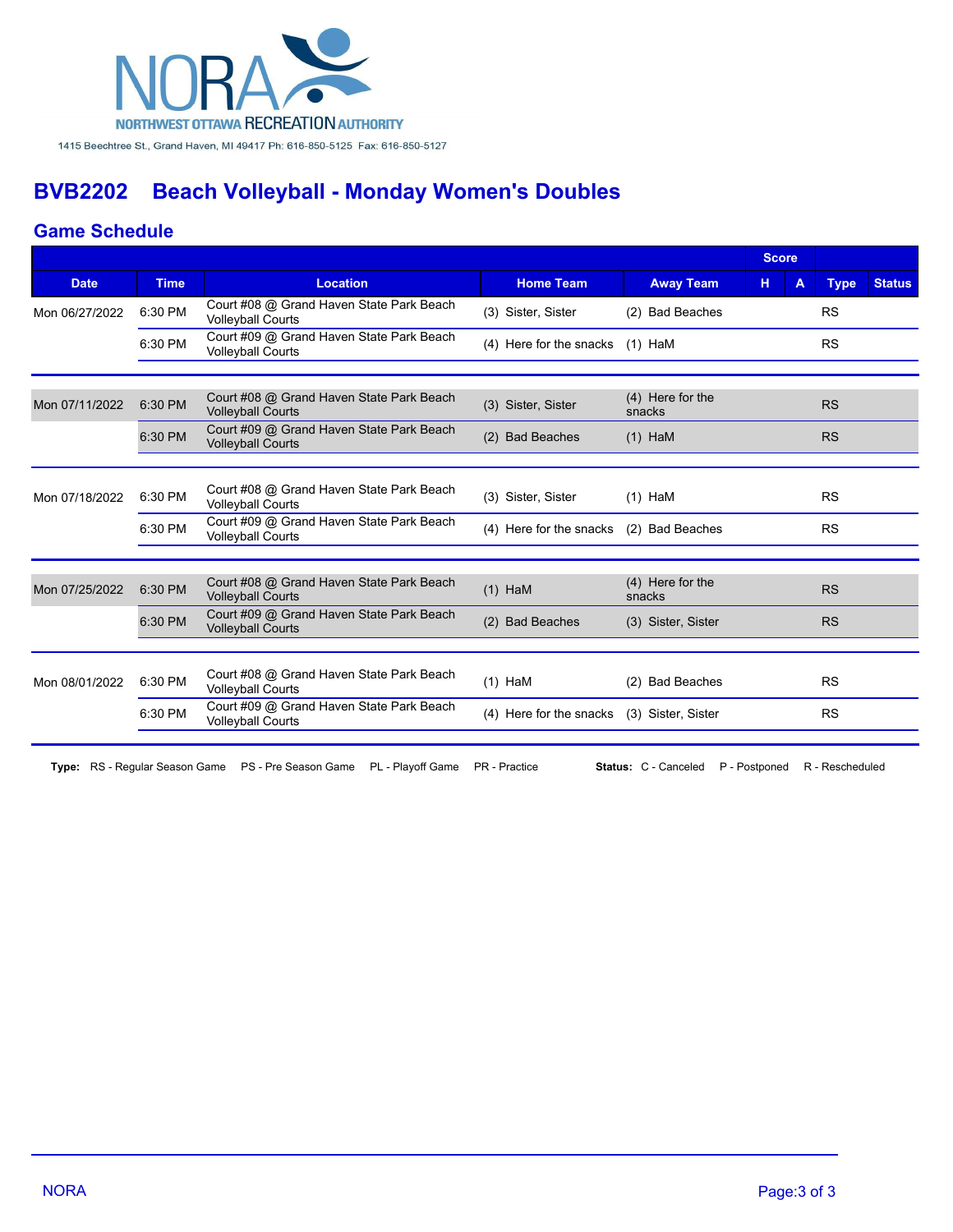NORA

NORTHWEST OTTAWA RECREATION AUTHORITY

1415 Beechtree St., Grand Haven, MI 49417 Ph: 616-850-5125 Fax: 616-850-5127

# BVB2202 Beach Volleyball - Monday Women's Doubles

## Game Schedule

| Date | Time | Location | Home Team | Away Team | Score H | Score A | Type | Status |
|---|---|---|---|---|---|---|---|---|
| Mon 06/27/2022 | 6:30 PM | Court #08 @ Grand Haven State Park Beach Volleyball Courts | (3) Sister, Sister | (2) Bad Beaches | | | RS | |
| | 6:30 PM | Court #09 @ Grand Haven State Park Beach Volleyball Courts | (4) Here for the snacks | (1) HaM | | | RS | |
| Mon 07/11/2022 | 6:30 PM | Court #08 @ Grand Haven State Park Beach Volleyball Courts | (3) Sister, Sister | (4) Here for the snacks | | | RS | |
| | 6:30 PM | Court #09 @ Grand Haven State Park Beach Volleyball Courts | (2) Bad Beaches | (1) HaM | | | RS | |
| Mon 07/18/2022 | 6:30 PM | Court #08 @ Grand Haven State Park Beach Volleyball Courts | (3) Sister, Sister | (1) HaM | | | RS | |
| | 6:30 PM | Court #09 @ Grand Haven State Park Beach Volleyball Courts | (4) Here for the snacks | (2) Bad Beaches | | | RS | |
| Mon 07/25/2022 | 6:30 PM | Court #08 @ Grand Haven State Park Beach Volleyball Courts | (1) HaM | (4) Here for the snacks | | | RS | |
| | 6:30 PM | Court #09 @ Grand Haven State Park Beach Volleyball Courts | (2) Bad Beaches | (3) Sister, Sister | | | RS | |
| Mon 08/01/2022 | 6:30 PM | Court #08 @ Grand Haven State Park Beach Volleyball Courts | (1) HaM | (2) Bad Beaches | | | RS | |
| | 6:30 PM | Court #09 @ Grand Haven State Park Beach Volleyball Courts | (4) Here for the snacks | (3) Sister, Sister | | | RS | |

**Type:** RS - Regular Season Game PS - Pre Season Game PL - Playoff Game PR - Practice **Status:** C - Canceled P - Postponed R - Rescheduled